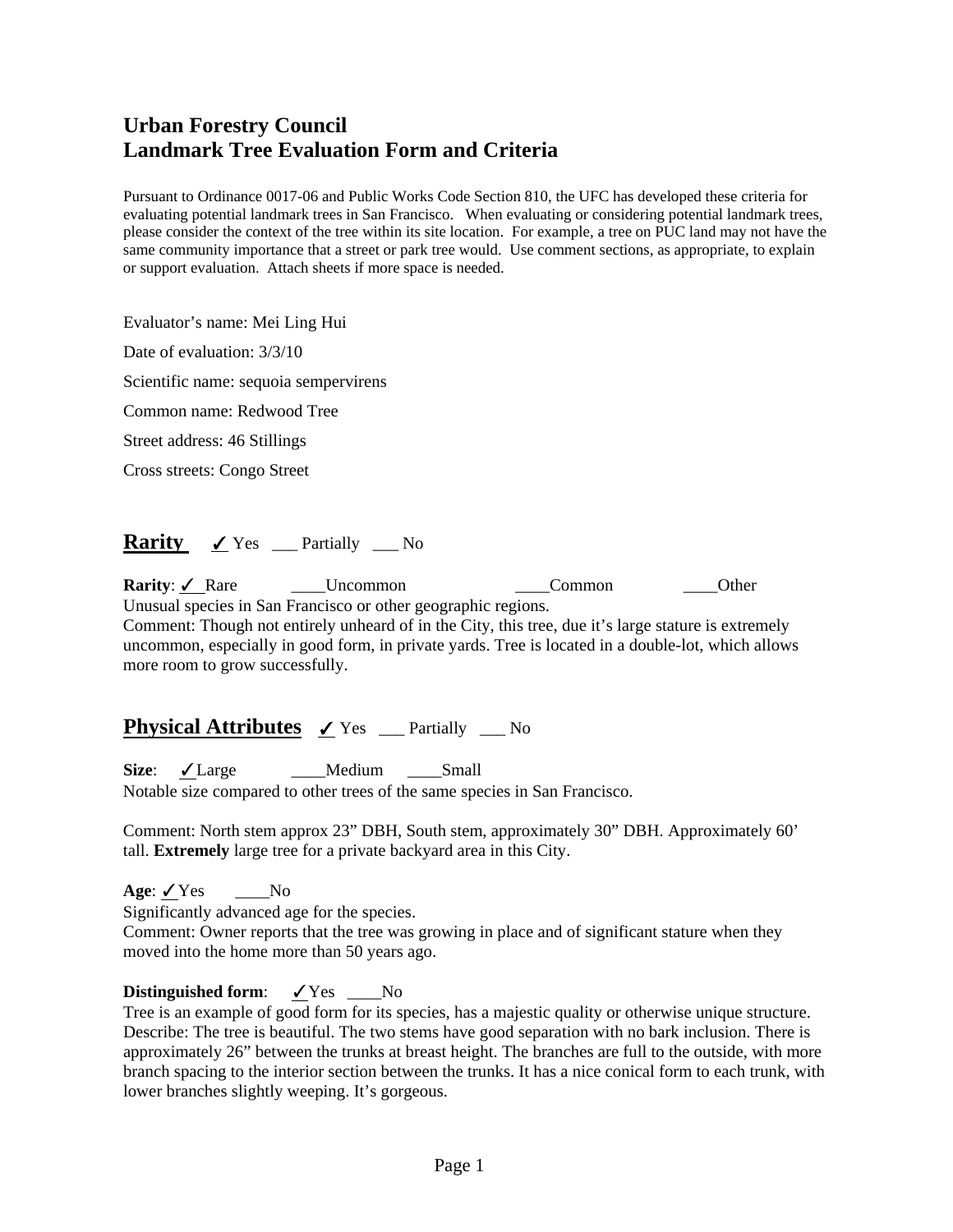# Urban Forestry Council
# Landmark Tree Evaluation Form and Criteria

Pursuant to Ordinance 0017-06 and Public Works Code Section 810, the UFC has developed these criteria for evaluating potential landmark trees in San Francisco. When evaluating or considering potential landmark trees, please consider the context of the tree within its site location. For example, a tree on PUC land may not have the same community importance that a street or park tree would. Use comment sections, as appropriate, to explain or support evaluation. Attach sheets if more space is needed.

Evaluator's name: Mei Ling Hui

Date of evaluation: 3/3/10

Scientific name: sequoia sempervirens

Common name: Redwood Tree

Street address: 46 Stillings

Cross streets: Congo Street

## Rarity ✓ Yes ___ Partially ___ No

**Rarity**: ✓ Rare ____Uncommon ____Common ____Other

Unusual species in San Francisco or other geographic regions.

Comment: Though not entirely unheard of in the City, this tree, due it's large stature is extremely uncommon, especially in good form, in private yards. Tree is located in a double-lot, which allows more room to grow successfully.

## Physical Attributes ✓ Yes ___ Partially ___ No

**Size**: ✓Large ____Medium ____Small

Notable size compared to other trees of the same species in San Francisco.

Comment: North stem approx 23" DBH, South stem, approximately 30" DBH. Approximately 60' tall. **Extremely** large tree for a private backyard area in this City.

**Age**: ✓Yes ____No

Significantly advanced age for the species.

Comment: Owner reports that the tree was growing in place and of significant stature when they moved into the home more than 50 years ago.

**Distinguished form**: ✓Yes ____No

Tree is an example of good form for its species, has a majestic quality or otherwise unique structure.

Describe: The tree is beautiful. The two stems have good separation with no bark inclusion. There is approximately 26" between the trunks at breast height. The branches are full to the outside, with more branch spacing to the interior section between the trunks. It has a nice conical form to each trunk, with lower branches slightly weeping. It's gorgeous.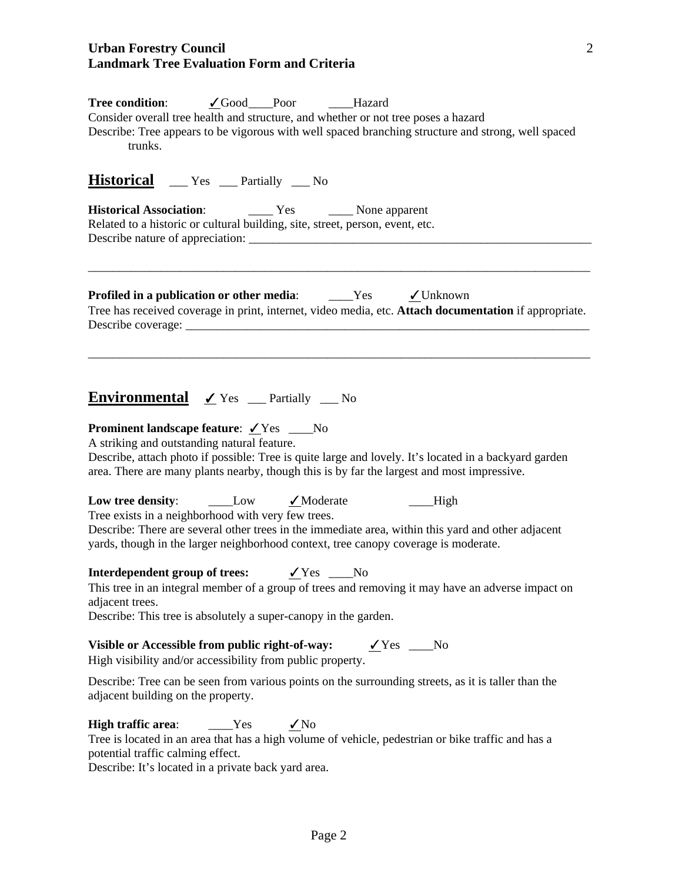**Tree condition**: ✓Good ____Poor ____Hazard

Consider overall tree health and structure, and whether or not tree poses a hazard

Describe: Tree appears to be vigorous with well spaced branching structure and strong, well spaced trunks.

## Historical ___ Yes ___ Partially ___ No

**Historical Association**: ____ Yes ____ None apparent

Related to a historic or cultural building, site, street, person, event, etc.

Describe nature of appreciation: ___________________________________________________________

_____________________________________________________________________________________

**Profiled in a publication or other media**: ____Yes ✓Unknown

Tree has received coverage in print, internet, video media, etc. **Attach documentation** if appropriate.

Describe coverage: _____________________________________________________________________

_____________________________________________________________________________________

## Environmental ✓ Yes ___ Partially ___ No

**Prominent landscape feature**: ✓Yes ____No

A striking and outstanding natural feature.

Describe, attach photo if possible: Tree is quite large and lovely. It's located in a backyard garden area. There are many plants nearby, though this is by far the largest and most impressive.

**Low tree density**: ____Low ✓Moderate ____High

Tree exists in a neighborhood with very few trees.

Describe: There are several other trees in the immediate area, within this yard and other adjacent yards, though in the larger neighborhood context, tree canopy coverage is moderate.

**Interdependent group of trees:** ✓Yes ____No

This tree in an integral member of a group of trees and removing it may have an adverse impact on adjacent trees.

Describe: This tree is absolutely a super-canopy in the garden.

**Visible or Accessible from public right-of-way:** ✓Yes ____No

High visibility and/or accessibility from public property.

Describe: Tree can be seen from various points on the surrounding streets, as it is taller than the adjacent building on the property.

**High traffic area**: ____Yes ✓No

Tree is located in an area that has a high volume of vehicle, pedestrian or bike traffic and has a potential traffic calming effect.

Describe: It's located in a private back yard area.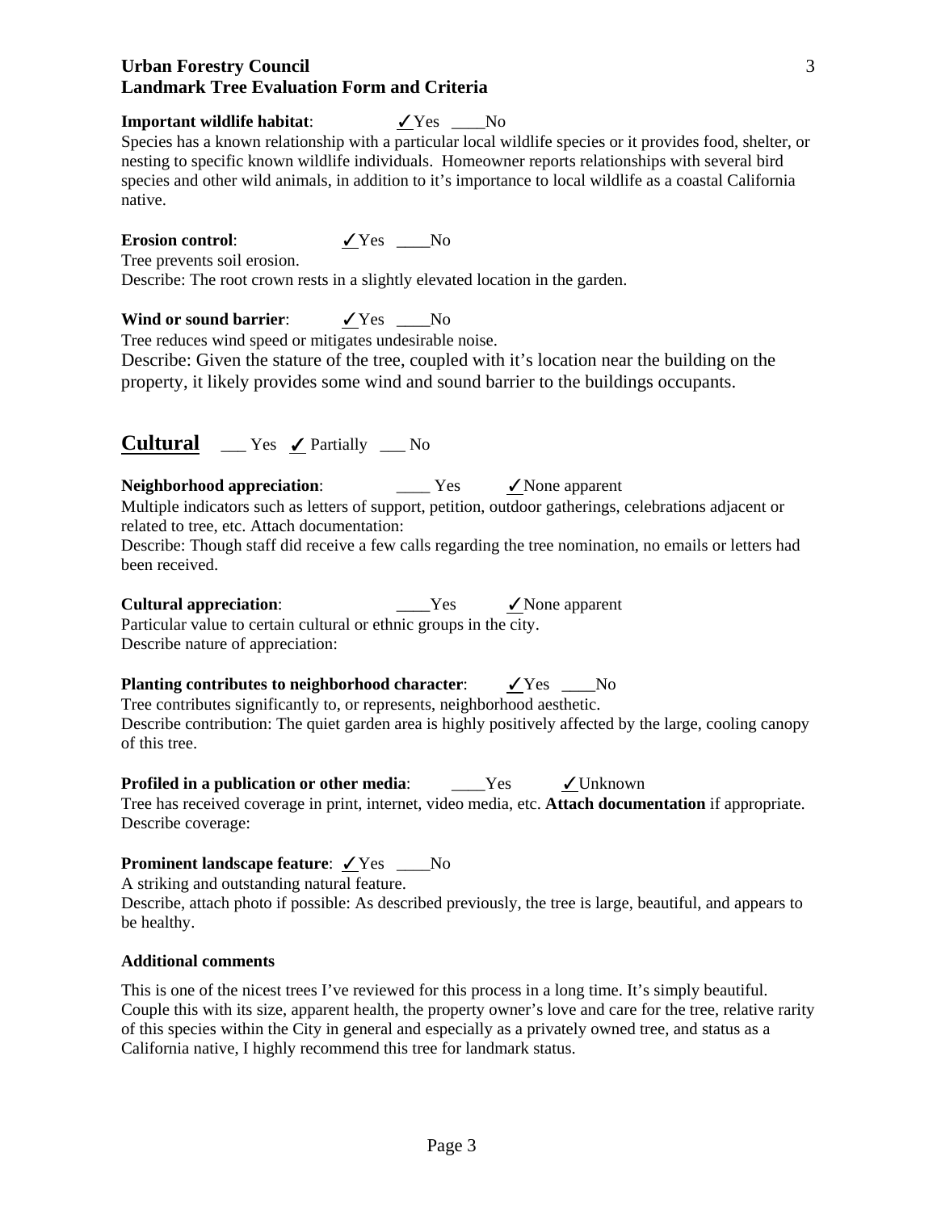**Important wildlife habitat**: ✓Yes ____No

Species has a known relationship with a particular local wildlife species or it provides food, shelter, or nesting to specific known wildlife individuals. Homeowner reports relationships with several bird species and other wild animals, in addition to it's importance to local wildlife as a coastal California native.

**Erosion control**: ✓Yes ____No

Tree prevents soil erosion.

Describe: The root crown rests in a slightly elevated location in the garden.

**Wind or sound barrier**: ✓Yes ____No

Tree reduces wind speed or mitigates undesirable noise.

Describe: Given the stature of the tree, coupled with it's location near the building on the property, it likely provides some wind and sound barrier to the buildings occupants.

## Cultural ___ Yes ✓ Partially ___ No

**Neighborhood appreciation**: ____ Yes ✓None apparent

Multiple indicators such as letters of support, petition, outdoor gatherings, celebrations adjacent or related to tree, etc. Attach documentation:

Describe: Though staff did receive a few calls regarding the tree nomination, no emails or letters had been received.

**Cultural appreciation**: ____Yes ✓None apparent

Particular value to certain cultural or ethnic groups in the city.

Describe nature of appreciation:

**Planting contributes to neighborhood character**: ✓Yes ____No

Tree contributes significantly to, or represents, neighborhood aesthetic.

Describe contribution: The quiet garden area is highly positively affected by the large, cooling canopy of this tree.

**Profiled in a publication or other media**: ____Yes ✓Unknown

Tree has received coverage in print, internet, video media, etc. **Attach documentation** if appropriate.

Describe coverage:

**Prominent landscape feature**: ✓Yes ____No

A striking and outstanding natural feature.

Describe, attach photo if possible: As described previously, the tree is large, beautiful, and appears to be healthy.

**Additional comments**

This is one of the nicest trees I've reviewed for this process in a long time. It's simply beautiful. Couple this with its size, apparent health, the property owner's love and care for the tree, relative rarity of this species within the City in general and especially as a privately owned tree, and status as a California native, I highly recommend this tree for landmark status.